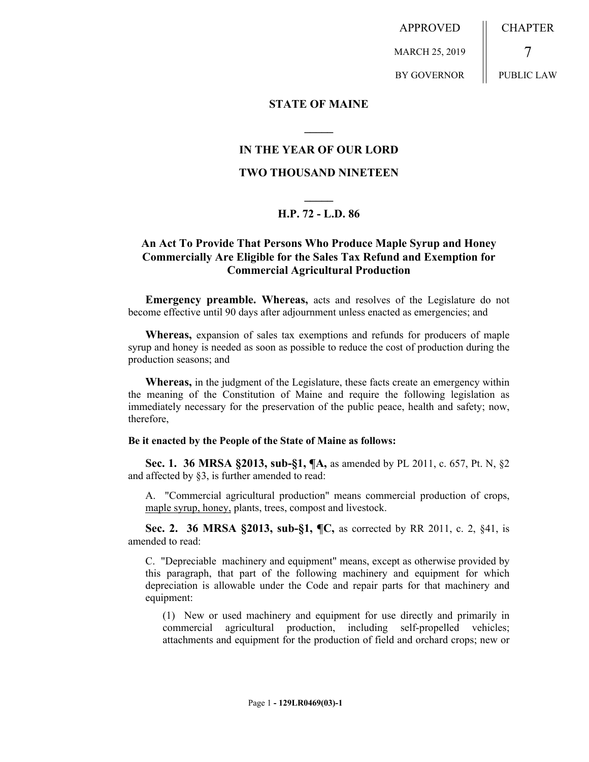APPROVED

MARCH 25, 2019

BY GOVERNOR

CHAPTER

7

PUBLIC LAW

**STATE OF MAINE**

**IN THE YEAR OF OUR LORD**

**TWO THOUSAND NINETEEN**

**H.P. 72 - L.D. 86**

**An Act To Provide That Persons Who Produce Maple Syrup and Honey Commercially Are Eligible for the Sales Tax Refund and Exemption for Commercial Agricultural Production**

**Emergency preamble. Whereas,** acts and resolves of the Legislature do not become effective until 90 days after adjournment unless enacted as emergencies; and

**Whereas,** expansion of sales tax exemptions and refunds for producers of maple syrup and honey is needed as soon as possible to reduce the cost of production during the production seasons; and

**Whereas,** in the judgment of the Legislature, these facts create an emergency within the meaning of the Constitution of Maine and require the following legislation as immediately necessary for the preservation of the public peace, health and safety; now, therefore,

**Be it enacted by the People of the State of Maine as follows:**

**Sec. 1. 36 MRSA §2013, sub-§1, ¶A,** as amended by PL 2011, c. 657, Pt. N, §2 and affected by §3, is further amended to read:

A. "Commercial agricultural production" means commercial production of crops, maple syrup, honey, plants, trees, compost and livestock.

**Sec. 2. 36 MRSA §2013, sub-§1, ¶C,** as corrected by RR 2011, c. 2, §41, is amended to read:

C. "Depreciable machinery and equipment" means, except as otherwise provided by this paragraph, that part of the following machinery and equipment for which depreciation is allowable under the Code and repair parts for that machinery and equipment:

(1) New or used machinery and equipment for use directly and primarily in commercial agricultural production, including self-propelled vehicles; attachments and equipment for the production of field and orchard crops; new or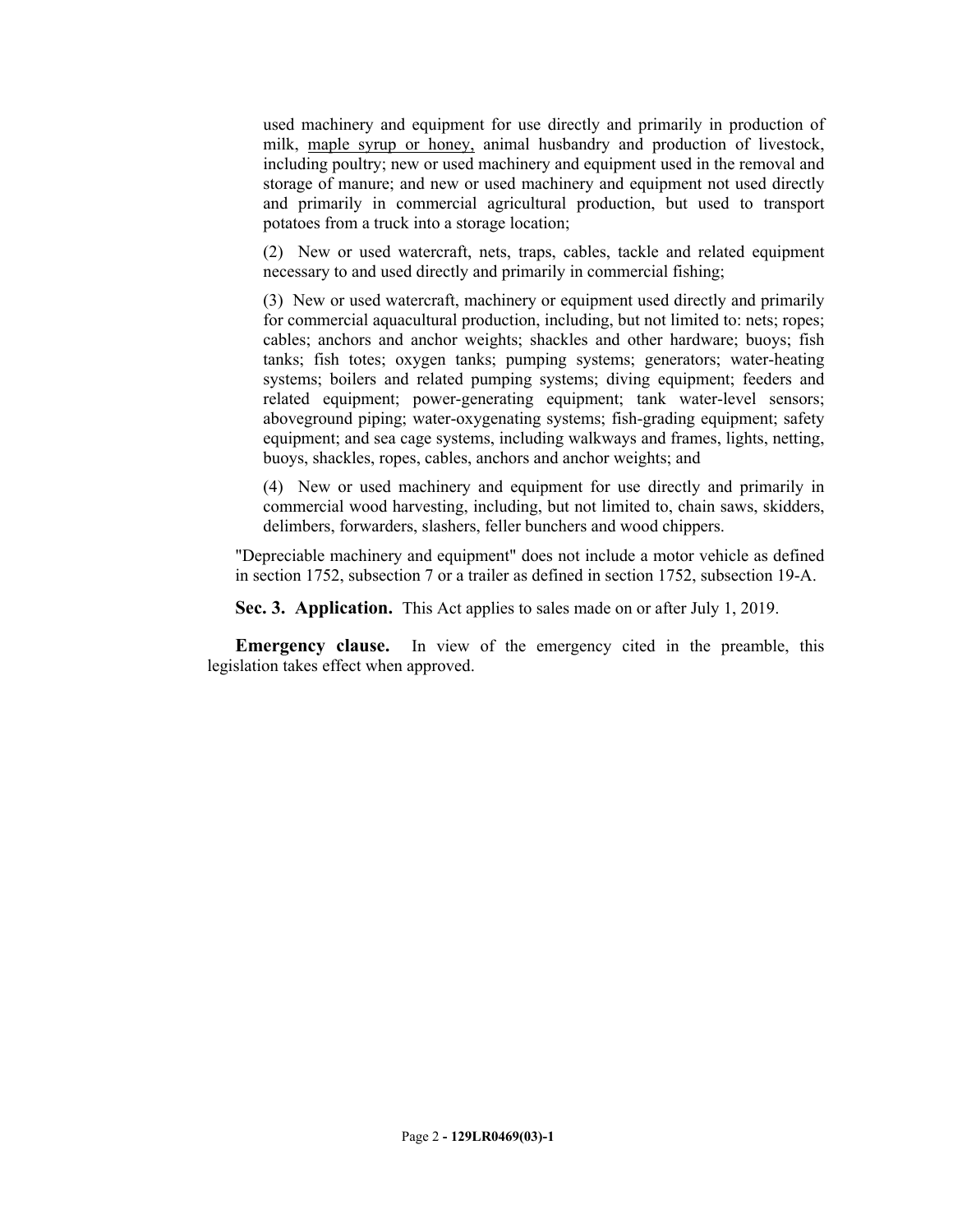used machinery and equipment for use directly and primarily in production of milk, <u>maple syrup or honey,</u> animal husbandry and production of livestock, including poultry; new or used machinery and equipment used in the removal and storage of manure; and new or used machinery and equipment not used directly and primarily in commercial agricultural production, but used to transport potatoes from a truck into a storage location;

(2) New or used watercraft, nets, traps, cables, tackle and related equipment necessary to and used directly and primarily in commercial fishing;

(3) New or used watercraft, machinery or equipment used directly and primarily for commercial aquacultural production, including, but not limited to: nets; ropes; cables; anchors and anchor weights; shackles and other hardware; buoys; fish tanks; fish totes; oxygen tanks; pumping systems; generators; water-heating systems; boilers and related pumping systems; diving equipment; feeders and related equipment; power-generating equipment; tank water-level sensors; aboveground piping; water-oxygenating systems; fish-grading equipment; safety equipment; and sea cage systems, including walkways and frames, lights, netting, buoys, shackles, ropes, cables, anchors and anchor weights; and

(4) New or used machinery and equipment for use directly and primarily in commercial wood harvesting, including, but not limited to, chain saws, skidders, delimbers, forwarders, slashers, feller bunchers and wood chippers.

"Depreciable machinery and equipment" does not include a motor vehicle as defined in section 1752, subsection 7 or a trailer as defined in section 1752, subsection 19-A.

**Sec. 3. Application.** This Act applies to sales made on or after July 1, 2019.

**Emergency clause.** In view of the emergency cited in the preamble, this legislation takes effect when approved.